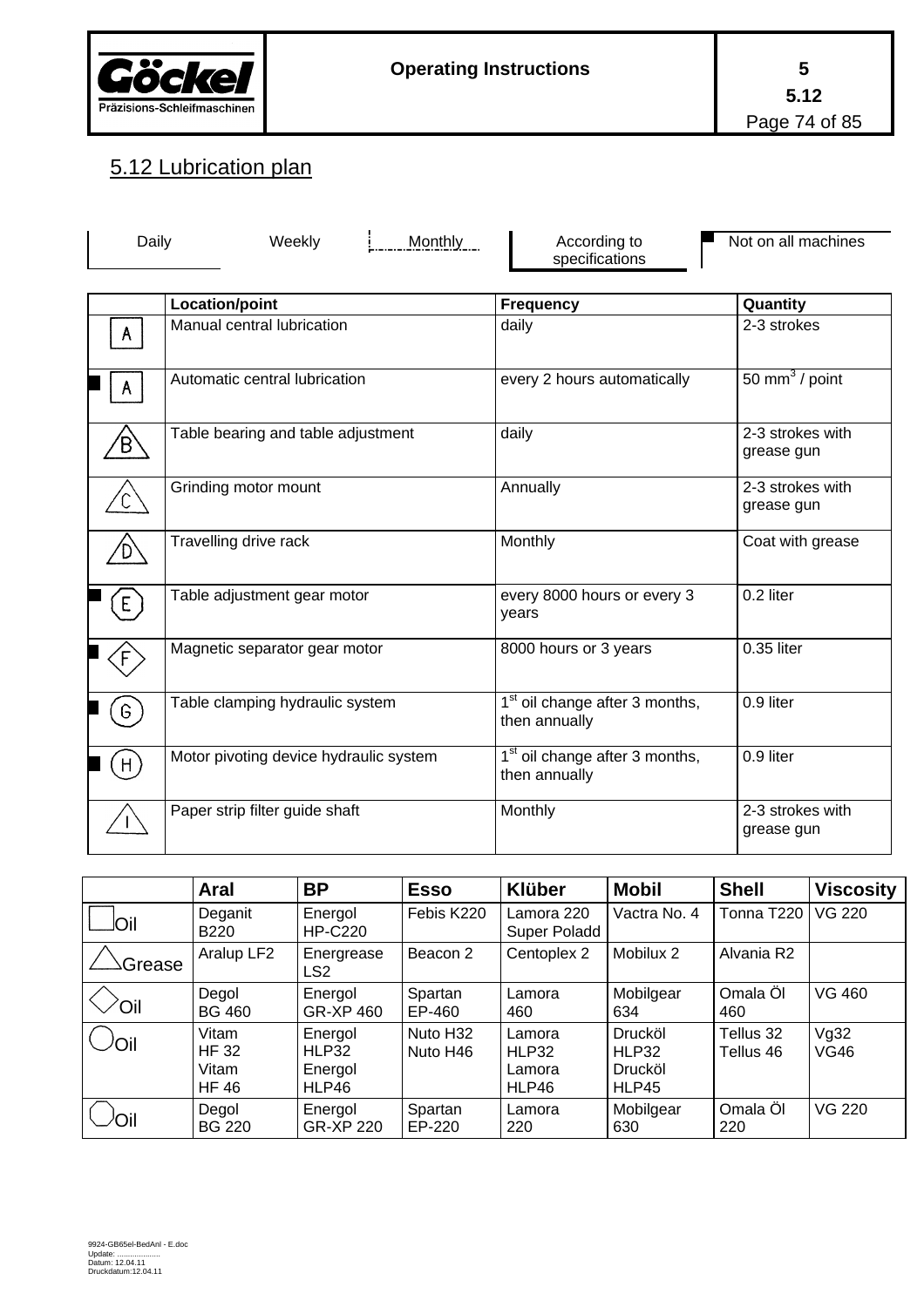## 5.12 Lubrication plan

Daily | Weekly | Monthly | According to specifications | Not on all machines

| | Location/point | Frequency | Quantity |
|---|---|---|---|
| A | Manual central lubrication | daily | 2-3 strokes |
| A | Automatic central lubrication | every 2 hours automatically | 50 mm³ / point |
| B | Table bearing and table adjustment | daily | 2-3 strokes with grease gun |
| C | Grinding motor mount | Annually | 2-3 strokes with grease gun |
| D | Travelling drive rack | Monthly | Coat with grease |
| E | Table adjustment gear motor | every 8000 hours or every 3 years | 0.2 liter |
| F | Magnetic separator gear motor | 8000 hours or 3 years | 0.35 liter |
| G | Table clamping hydraulic system | 1st oil change after 3 months, then annually | 0.9 liter |
| H | Motor pivoting device hydraulic system | 1st oil change after 3 months, then annually | 0.9 liter |
| I | Paper strip filter guide shaft | Monthly | 2-3 strokes with grease gun |

| | Aral | BP | Esso | Klüber | Mobil | Shell | Viscosity |
|---|---|---|---|---|---|---|---|
| Oil | Deganit B220 | Energol HP-C220 | Febis K220 | Lamora 220 Super Poladd | Vactra No. 4 | Tonna T220 | VG 220 |
| Grease | Aralup LF2 | Energrease LS2 | Beacon 2 | Centoplex 2 | Mobilux 2 | Alvania R2 | |
| Oil | Degol BG 460 | Energol GR-XP 460 | Spartan EP-460 | Lamora 460 | Mobilgear 634 | Omala Öl 460 | VG 460 |
| Oil | Vitam HF 32 Vitam HF 46 | Energol HLP32 Energol HLP46 | Nuto H32 Nuto H46 | Lamora HLP32 Lamora HLP46 | Drucköl HLP32 Drucköl HLP45 | Tellus 32 Tellus 46 | Vg32 VG46 |
| Oil | Degol BG 220 | Energol GR-XP 220 | Spartan EP-220 | Lamora 220 | Mobilgear 630 | Omala Öl 220 | VG 220 |

9924-GB65el-BedAnl - E.doc
Update: ....................
Datum: 12.04.11
Druckdatum:12.04.11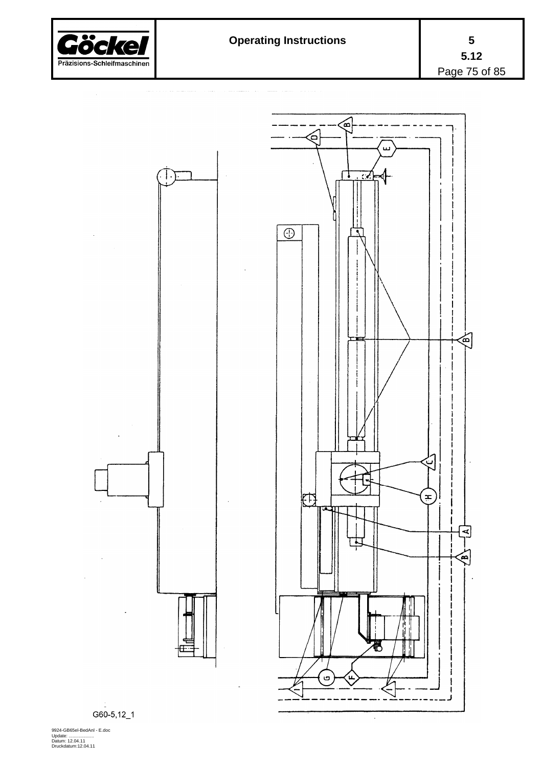A
B
B
B
C
D
E
F
G
H
I
I

G60-5,12_1

9924-GB65el-BedAnl - E.doc
Update: ......................
Datum: 12.04.11
Druckdatum:12.04.11